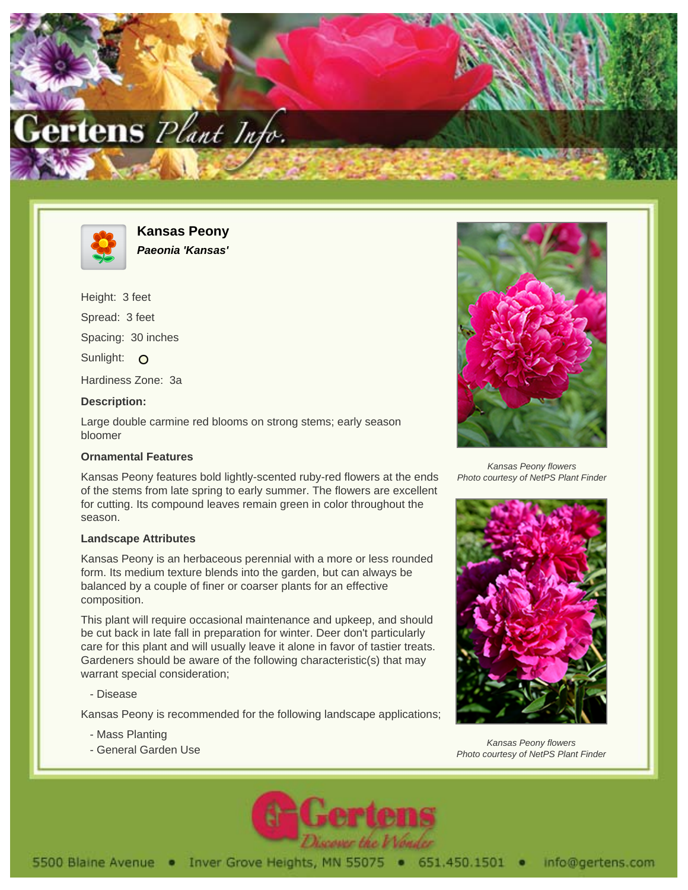# Kansas Peony

***Paeonia 'Kansas'***

Height: 3 feet

Spread: 3 feet

Spacing: 30 inches

Sunlight: O

Hardiness Zone: 3a

**Description:**

Large double carmine red blooms on strong stems; early season bloomer

### Ornamental Features

Kansas Peony features bold lightly-scented ruby-red flowers at the ends of the stems from late spring to early summer. The flowers are excellent for cutting. Its compound leaves remain green in color throughout the season.

### Landscape Attributes

Kansas Peony is an herbaceous perennial with a more or less rounded form. Its medium texture blends into the garden, but can always be balanced by a couple of finer or coarser plants for an effective composition.

This plant will require occasional maintenance and upkeep, and should be cut back in late fall in preparation for winter. Deer don't particularly care for this plant and will usually leave it alone in favor of tastier treats. Gardeners should be aware of the following characteristic(s) that may warrant special consideration;

- Disease

Kansas Peony is recommended for the following landscape applications;

- Mass Planting
- General Garden Use

*Kansas Peony flowers*
*Photo courtesy of NetPS Plant Finder*

*Kansas Peony flowers*
*Photo courtesy of NetPS Plant Finder*

5500 Blaine Avenue • Inver Grove Heights, MN 55075 • 651.450.1501 • info@gertens.com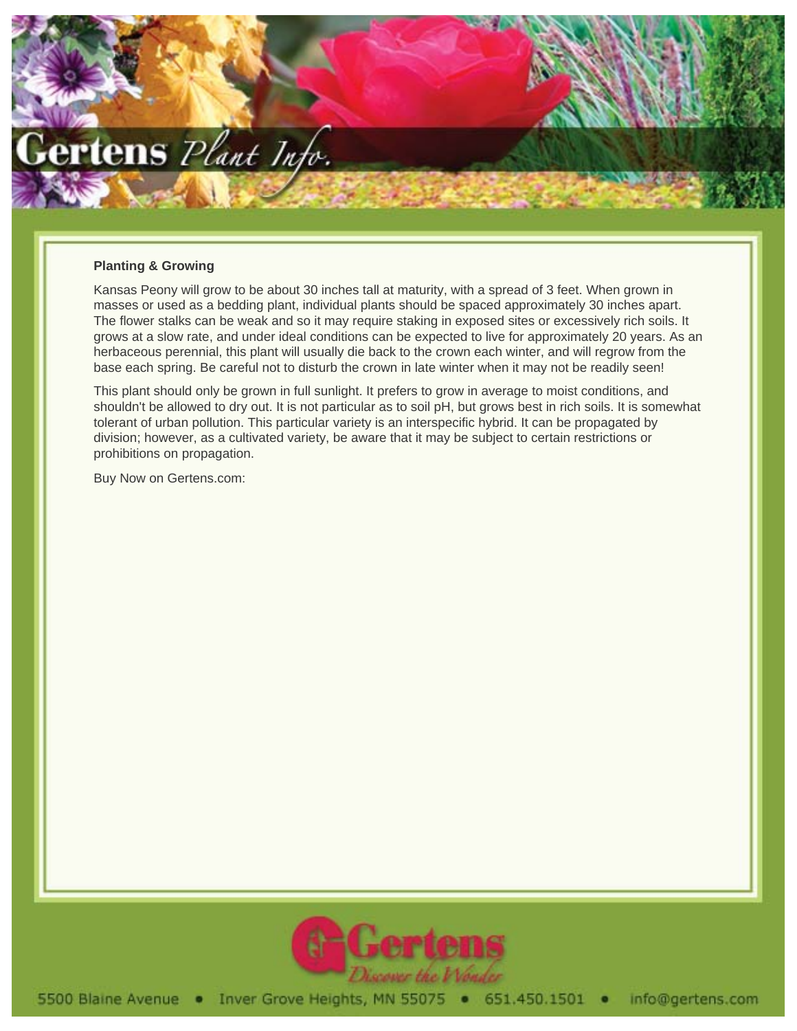### Planting & Growing

Kansas Peony will grow to be about 30 inches tall at maturity, with a spread of 3 feet. When grown in masses or used as a bedding plant, individual plants should be spaced approximately 30 inches apart. The flower stalks can be weak and so it may require staking in exposed sites or excessively rich soils. It grows at a slow rate, and under ideal conditions can be expected to live for approximately 20 years. As an herbaceous perennial, this plant will usually die back to the crown each winter, and will regrow from the base each spring. Be careful not to disturb the crown in late winter when it may not be readily seen!

This plant should only be grown in full sunlight. It prefers to grow in average to moist conditions, and shouldn't be allowed to dry out. It is not particular as to soil pH, but grows best in rich soils. It is somewhat tolerant of urban pollution. This particular variety is an interspecific hybrid. It can be propagated by division; however, as a cultivated variety, be aware that it may be subject to certain restrictions or prohibitions on propagation.

Buy Now on Gertens.com: